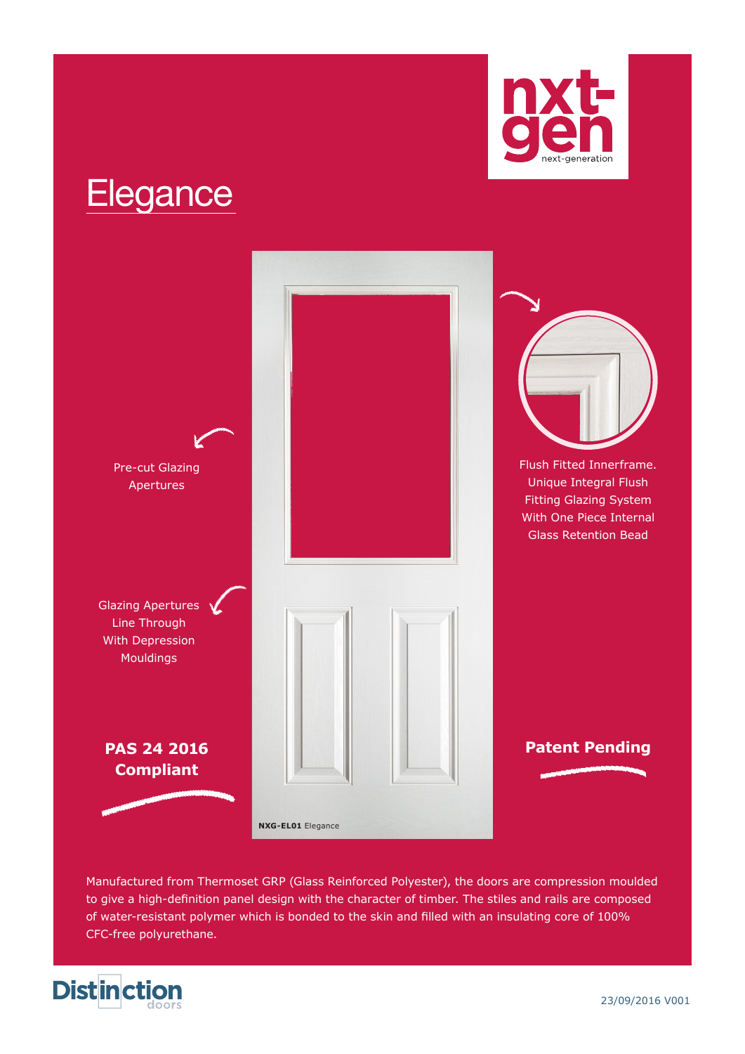nxt-gen

next-generation

# Elegance

Pre-cut Glazing Apertures

Glazing Apertures Line Through With Depression Mouldings

**PAS 24 2016 Compliant**

Flush Fitted Innerframe. Unique Integral Flush Fitting Glazing System With One Piece Internal Glass Retention Bead

**Patent Pending**

**NXG-EL01** Elegance

Manufactured from Thermoset GRP (Glass Reinforced Polyester), the doors are compression moulded to give a high-definition panel design with the character of timber. The stiles and rails are composed of water-resistant polymer which is bonded to the skin and filled with an insulating core of 100% CFC-free polyurethane.

Distinction doors

23/09/2016 V001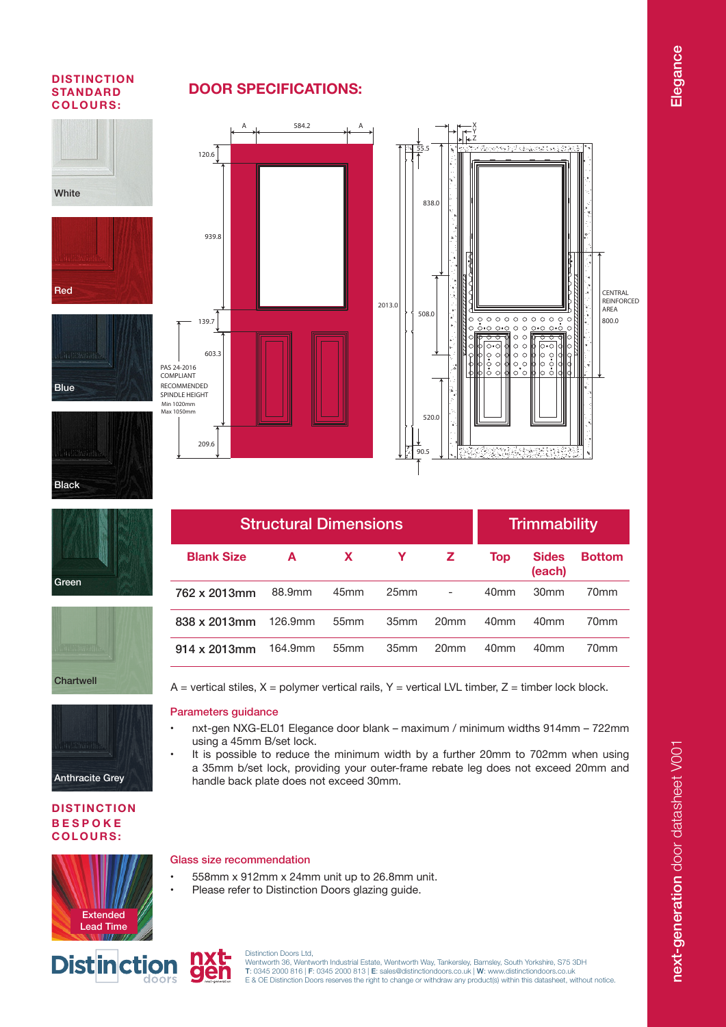## DISTINCTION STANDARD COLOURS:

White

Red

Blue

Black

Green

Chartwell

Anthracite Grey

## DISTINCTION BESPOKE COLOURS:

Extended Lead Time

# DOOR SPECIFICATIONS:

A
584.2
A
120.6
939.8
139.7
603.3
209.6
PAS 24-2016 COMPLIANT
RECOMMENDED SPINDLE HEIGHT
Min 1020mm
Max 1050mm

X
Y
Z
55.5
838.0
2013.0
508.0
520.0
90.5
CENTRAL REINFORCED AREA
800.0

| Structural Dimensions | | | | | Trimmability | | |
|---|---|---|---|---|---|---|---|
| Blank Size | A | X | Y | Z | Top | Sides (each) | Bottom |
| 762 x 2013mm | 88.9mm | 45mm | 25mm | - | 40mm | 30mm | 70mm |
| 838 x 2013mm | 126.9mm | 55mm | 35mm | 20mm | 40mm | 40mm | 70mm |
| 914 x 2013mm | 164.9mm | 55mm | 35mm | 20mm | 40mm | 40mm | 70mm |

A = vertical stiles, X = polymer vertical rails, Y = vertical LVL timber, Z = timber lock block.

### Parameters guidance

- nxt-gen NXG-EL01 Elegance door blank – maximum / minimum widths 914mm – 722mm using a 45mm B/set lock.
- It is possible to reduce the minimum width by a further 20mm to 702mm when using a 35mm b/set lock, providing your outer-frame rebate leg does not exceed 20mm and handle back plate does not exceed 30mm.

### Glass size recommendation

- 558mm x 912mm x 24mm unit up to 26.8mm unit.
- Please refer to Distinction Doors glazing guide.

Distinction doors | nxt-gen

Distinction Doors Ltd,
Wentworth 36, Wentworth Industrial Estate, Wentworth Way, Tankersley, Barnsley, South Yorkshire, S75 3DH
T: 0345 2000 816 | F: 0345 2000 813 | E: sales@distinctiondoors.co.uk | W: www.distinctiondoors.co.uk
E & OE Distinction Doors reserves the right to change or withdraw any product(s) within this datasheet, without notice.

Elegance

next-generation door datasheet V001